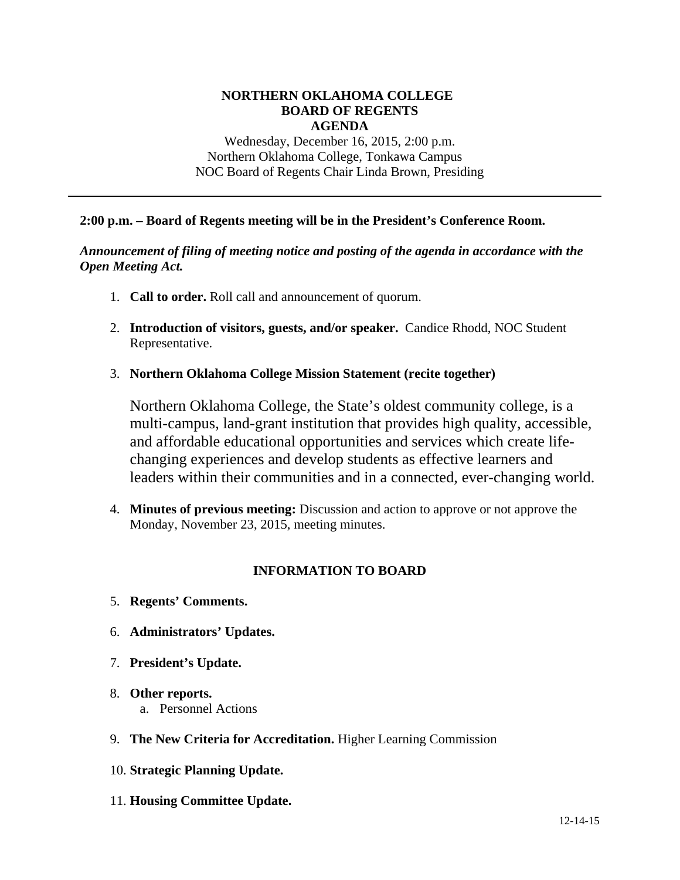# NORTHERN OKLAHOMA COLLEGE
## BOARD OF REGENTS
## AGENDA

Wednesday, December 16, 2015, 2:00 p.m.
Northern Oklahoma College, Tonkawa Campus
NOC Board of Regents Chair Linda Brown, Presiding

---

**2:00 p.m. – Board of Regents meeting will be in the President's Conference Room.**

***Announcement of filing of meeting notice and posting of the agenda in accordance with the Open Meeting Act.***

1. **Call to order.** Roll call and announcement of quorum.

2. **Introduction of visitors, guests, and/or speaker.** Candice Rhodd, NOC Student Representative.

3. **Northern Oklahoma College Mission Statement (recite together)**

   Northern Oklahoma College, the State's oldest community college, is a multi-campus, land-grant institution that provides high quality, accessible, and affordable educational opportunities and services which create life-changing experiences and develop students as effective learners and leaders within their communities and in a connected, ever-changing world.

4. **Minutes of previous meeting:** Discussion and action to approve or not approve the Monday, November 23, 2015, meeting minutes.

### INFORMATION TO BOARD

5. **Regents' Comments.**

6. **Administrators' Updates.**

7. **President's Update.**

8. **Other reports.**
   a. Personnel Actions

9. **The New Criteria for Accreditation.** Higher Learning Commission

10. **Strategic Planning Update.**

11. **Housing Committee Update.**

12-14-15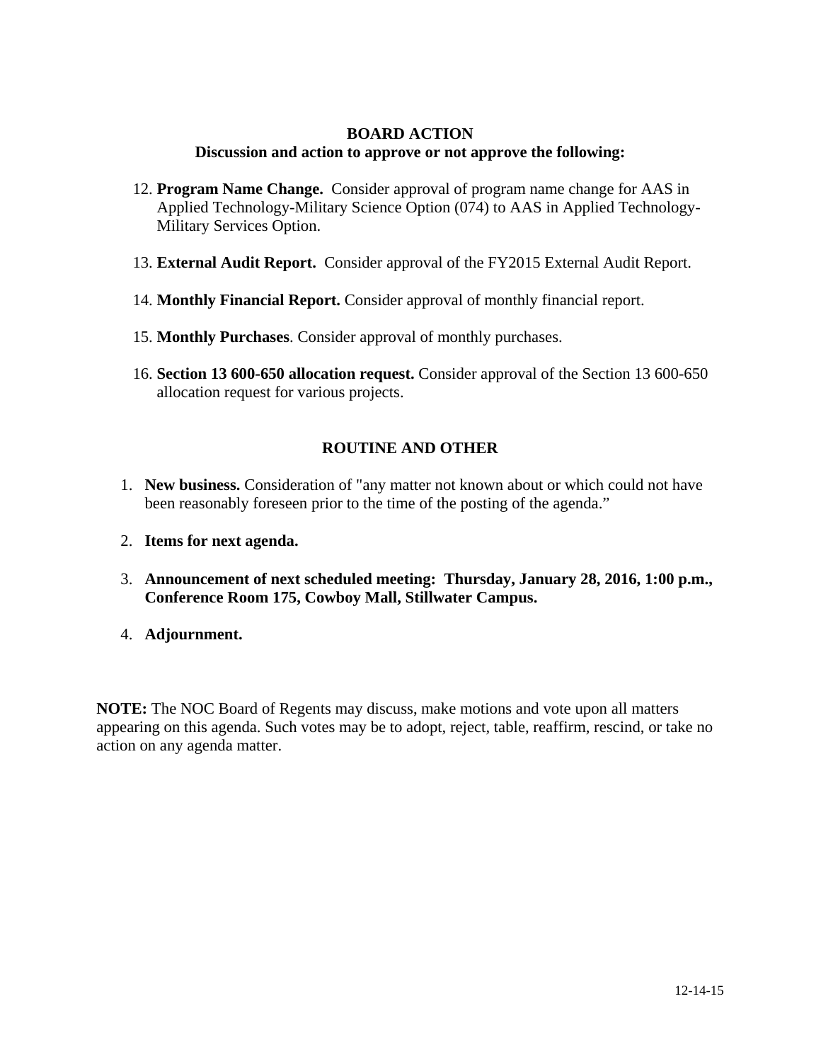## BOARD ACTION

**Discussion and action to approve or not approve the following:**

12. **Program Name Change.** Consider approval of program name change for AAS in Applied Technology-Military Science Option (074) to AAS in Applied Technology-Military Services Option.

13. **External Audit Report.** Consider approval of the FY2015 External Audit Report.

14. **Monthly Financial Report.** Consider approval of monthly financial report.

15. **Monthly Purchases**. Consider approval of monthly purchases.

16. **Section 13 600-650 allocation request.** Consider approval of the Section 13 600-650 allocation request for various projects.

## ROUTINE AND OTHER

1. **New business.** Consideration of "any matter not known about or which could not have been reasonably foreseen prior to the time of the posting of the agenda."

2. **Items for next agenda.**

3. **Announcement of next scheduled meeting: Thursday, January 28, 2016, 1:00 p.m., Conference Room 175, Cowboy Mall, Stillwater Campus.**

4. **Adjournment.**

**NOTE:** The NOC Board of Regents may discuss, make motions and vote upon all matters appearing on this agenda. Such votes may be to adopt, reject, table, reaffirm, rescind, or take no action on any agenda matter.

12-14-15